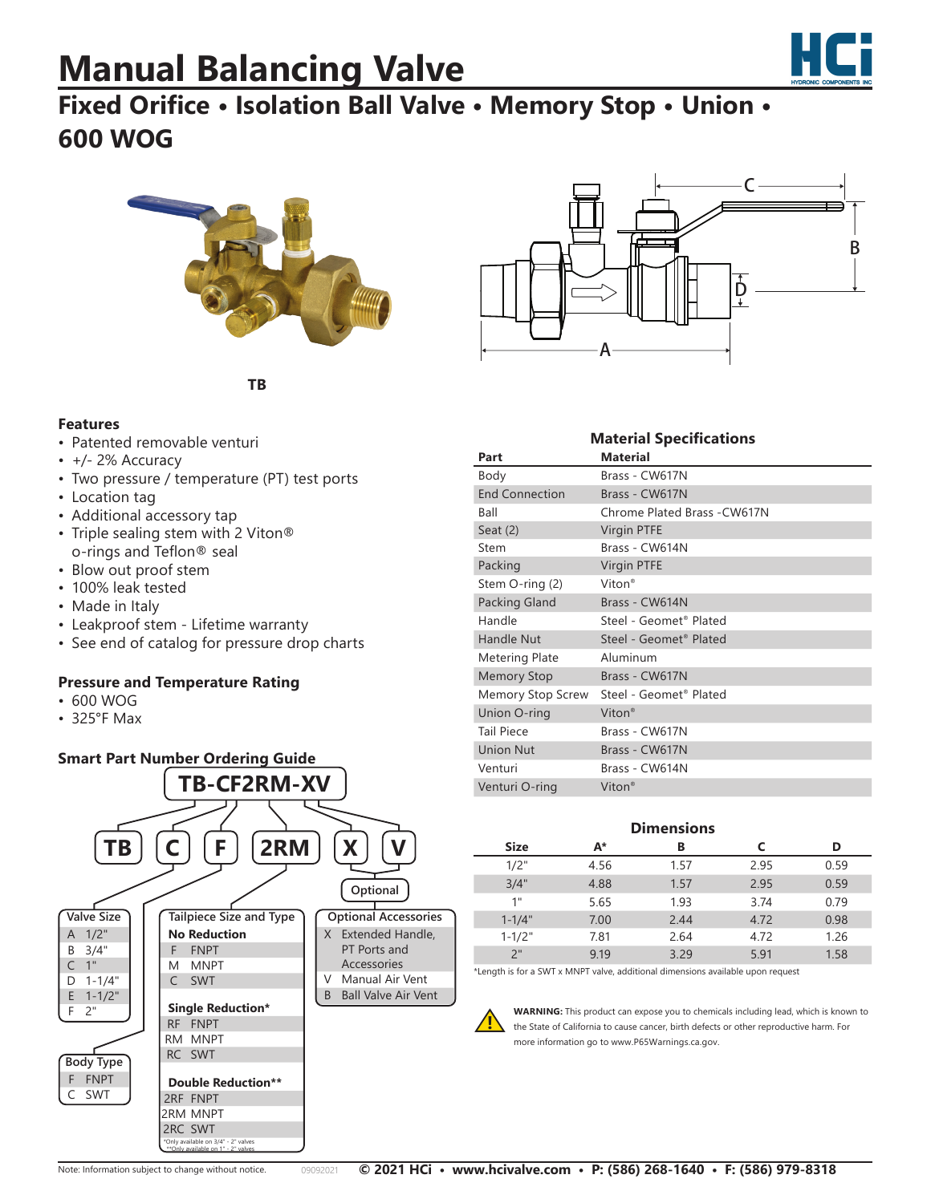# Manual Balancing Valve

## Fixed Orifice • Isolation Ball Valve • Memory Stop • Union • 600 WOG

TB

### Features

- Patented removable venturi
- +/- 2% Accuracy
- Two pressure / temperature (PT) test ports
- Location tag
- Additional accessory tap
- Triple sealing stem with 2 Viton® o-rings and Teflon® seal
- Blow out proof stem
- 100% leak tested
- Made in Italy
- Leakproof stem - Lifetime warranty
- See end of catalog for pressure drop charts

### Pressure and Temperature Rating

- 600 WOG
- 325°F Max

### Smart Part Number Ordering Guide

**TB-CF2RM-XV**

TB | C | F | 2RM | X | V (Optional: X, V)

| Valve Size | |
|---|---|
| A | 1/2" |
| B | 3/4" |
| C | 1" |
| D | 1-1/4" |
| E | 1-1/2" |
| F | 2" |

| Body Type | |
|---|---|
| F | FNPT |
| C | SWT |

| Tailpiece Size and Type | |
|---|---|
| **No Reduction** | |
| F | FNPT |
| M | MNPT |
| C | SWT |
| **Single Reduction*** | |
| RF | FNPT |
| RM | MNPT |
| RC | SWT |
| **Double Reduction**** | |
| 2RF | FNPT |
| 2RM | MNPT |
| 2RC | SWT |

*Only available on 3/4" - 2" valves
**Only available on 1" - 2" valves

| Optional Accessories | |
|---|---|
| X | Extended Handle, PT Ports and Accessories |
| V | Manual Air Vent |
| B | Ball Valve Air Vent |

### Material Specifications

| Part | Material |
|---|---|
| Body | Brass - CW617N |
| End Connection | Brass - CW617N |
| Ball | Chrome Plated Brass -CW617N |
| Seat (2) | Virgin PTFE |
| Stem | Brass - CW614N |
| Packing | Virgin PTFE |
| Stem O-ring (2) | Viton® |
| Packing Gland | Brass - CW614N |
| Handle | Steel - Geomet® Plated |
| Handle Nut | Steel - Geomet® Plated |
| Metering Plate | Aluminum |
| Memory Stop | Brass - CW617N |
| Memory Stop Screw | Steel - Geomet® Plated |
| Union O-ring | Viton® |
| Tail Piece | Brass - CW617N |
| Union Nut | Brass - CW617N |
| Venturi | Brass - CW614N |
| Venturi O-ring | Viton® |

### Dimensions

| Size | A* | B | C | D |
|---|---|---|---|---|
| 1/2" | 4.56 | 1.57 | 2.95 | 0.59 |
| 3/4" | 4.88 | 1.57 | 2.95 | 0.59 |
| 1" | 5.65 | 1.93 | 3.74 | 0.79 |
| 1-1/4" | 7.00 | 2.44 | 4.72 | 0.98 |
| 1-1/2" | 7.81 | 2.64 | 4.72 | 1.26 |
| 2" | 9.19 | 3.29 | 5.91 | 1.58 |

*Length is for a SWT x MNPT valve, additional dimensions available upon request

**WARNING:** This product can expose you to chemicals including lead, which is known to the State of California to cause cancer, birth defects or other reproductive harm. For more information go to www.P65Warnings.ca.gov.

Note: Information subject to change without notice. 09092021 **© 2021 HCi • www.hcivalve.com • P: (586) 268-1640 • F: (586) 979-8318**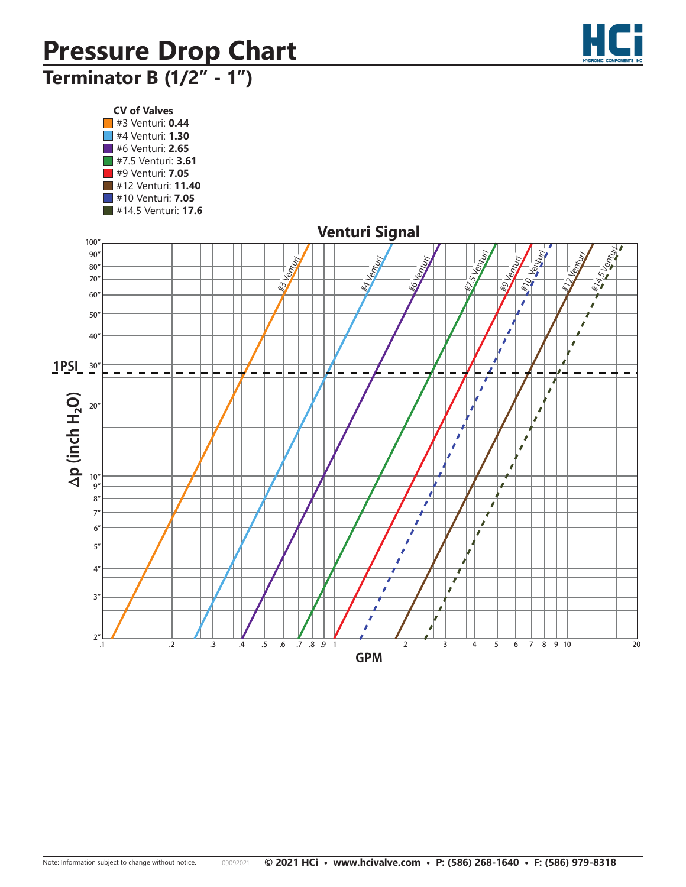# Pressure Drop Chart

## Terminator B (1/2" - 1")

**CV of Valves**

- #3 Venturi: **0.44**
- #4 Venturi: **1.30**
- #6 Venturi: **2.65**
- #7.5 Venturi: **3.61**
- #9 Venturi: **7.05**
- #12 Venturi: **11.40**
- #10 Venturi: **7.05**
- #14.5 Venturi: **17.6**

**Venturi Signal**

1PSI

$\Delta p$ (inch $H_2O$)

100" 90" 80" 70" 60" 50" 40" 30" 20" 10" 9" 8" 7" 6" 5" 4" 3" 2"

.1 .2 .3 .4 .5 .6 .7 .8 .9 1 2 3 4 5 6 7 8 9 10 20

**GPM**

#3 Venturi, #4 Venturi, #6 Venturi, #7.5 Venturi, #9 Venturi, #10 Venturi, #12 Venturi, #14.5 Venturi

Note: Information subject to change without notice. 09092021 **© 2021 HCi • www.hcivalve.com • P: (586) 268-1640 • F: (586) 979-8318**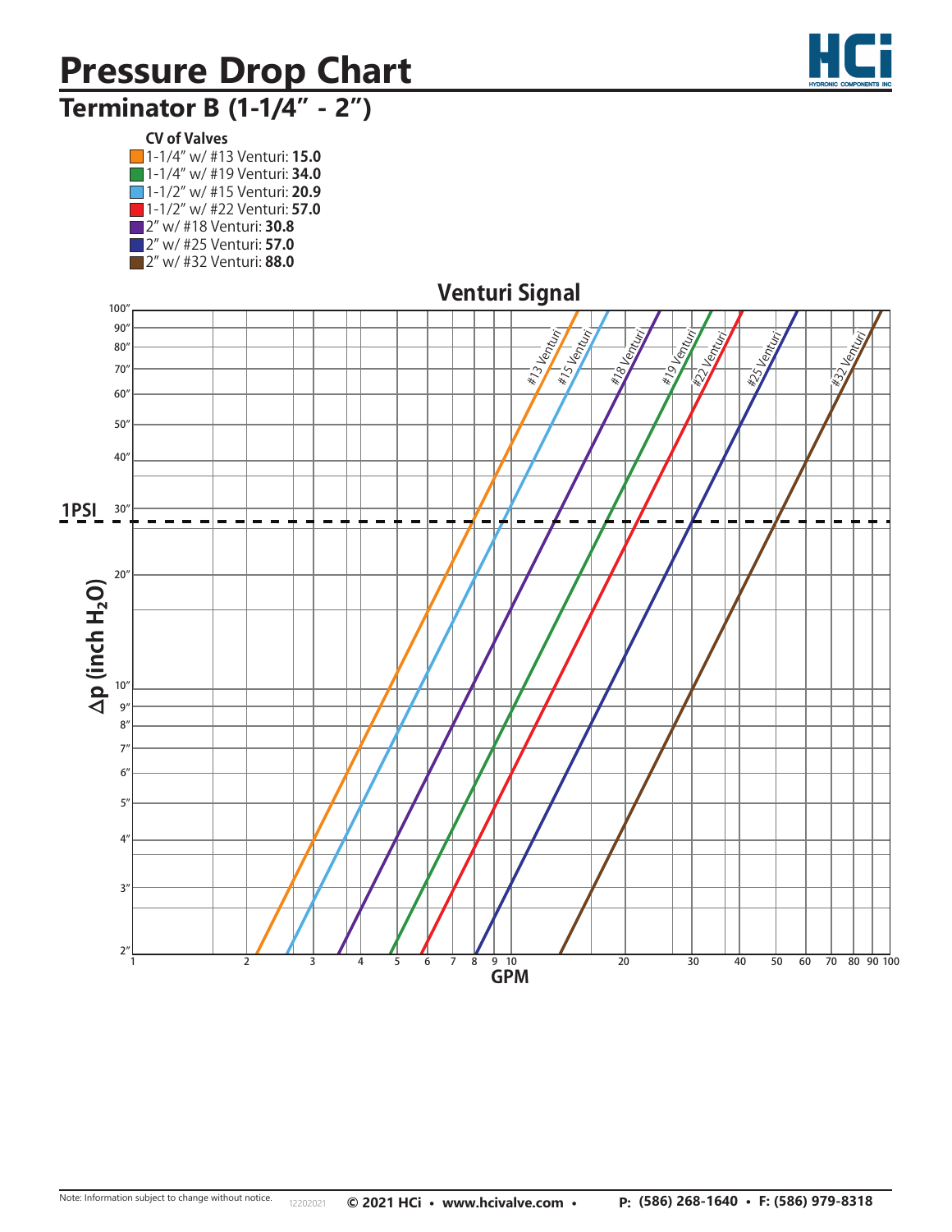# Pressure Drop Chart

## Terminator B (1-1/4" - 2")

**CV of Valves**

- 1-1/4" w/ #13 Venturi: **15.0**
- 1-1/4" w/ #19 Venturi: **34.0**
- 1-1/2" w/ #15 Venturi: **20.9**
- 1-1/2" w/ #22 Venturi: **57.0**
- 2" w/ #18 Venturi: **30.8**
- 2" w/ #25 Venturi: **57.0**
- 2" w/ #32 Venturi: **88.0**

**Venturi Signal**

#13 Venturi
#15 Venturi
#18 Venturi
#19 Venturi
#22 Venturi
#25 Venturi
#32 Venturi

1PSI

$\Delta p$ (inch $H_2O$)

100"
90"
80"
70"
60"
50"
40"
30"
20"
10"
9"
8"
7"
6"
5"
4"
3"
2"

1 2 3 4 5 6 7 8 9 10 20 30 40 50 60 70 80 90 100

GPM

Note: Information subject to change without notice.